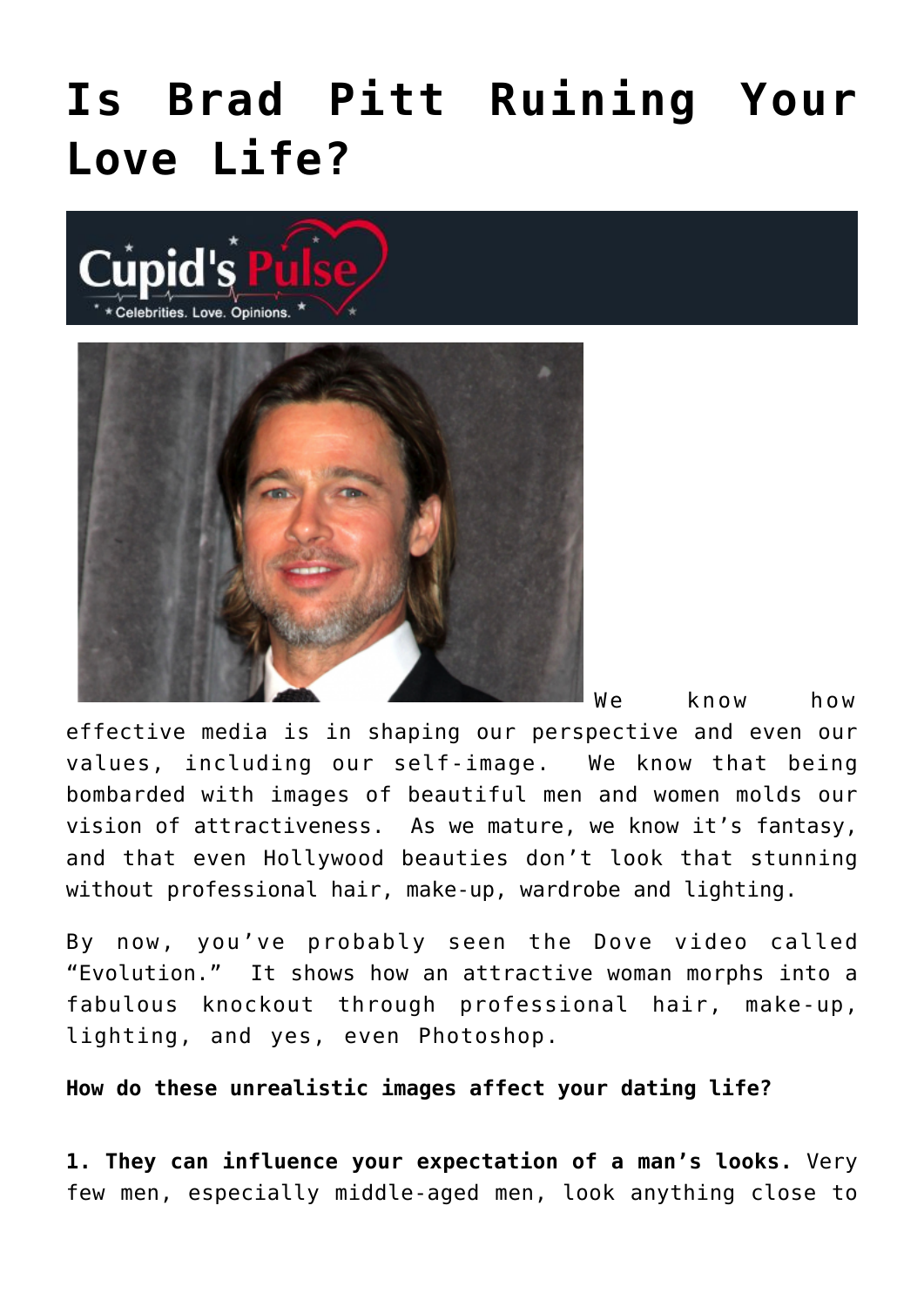# Is Brad Pitt Ruining Your Love Life?

We know how effective media is in shaping our perspective and even our values, including our self-image. We know that being bombarded with images of beautiful men and women molds our vision of attractiveness. As we mature, we know it's fantasy, and that even Hollywood beauties don't look that stunning without professional hair, make-up, wardrobe and lighting.

By now, you've probably seen the Dove video called "Evolution." It shows how an attractive woman morphs into a fabulous knockout through professional hair, make-up, lighting, and yes, even Photoshop.

**How do these unrealistic images affect your dating life?**

**1. They can influence your expectation of a man's looks.** Very few men, especially middle-aged men, look anything close to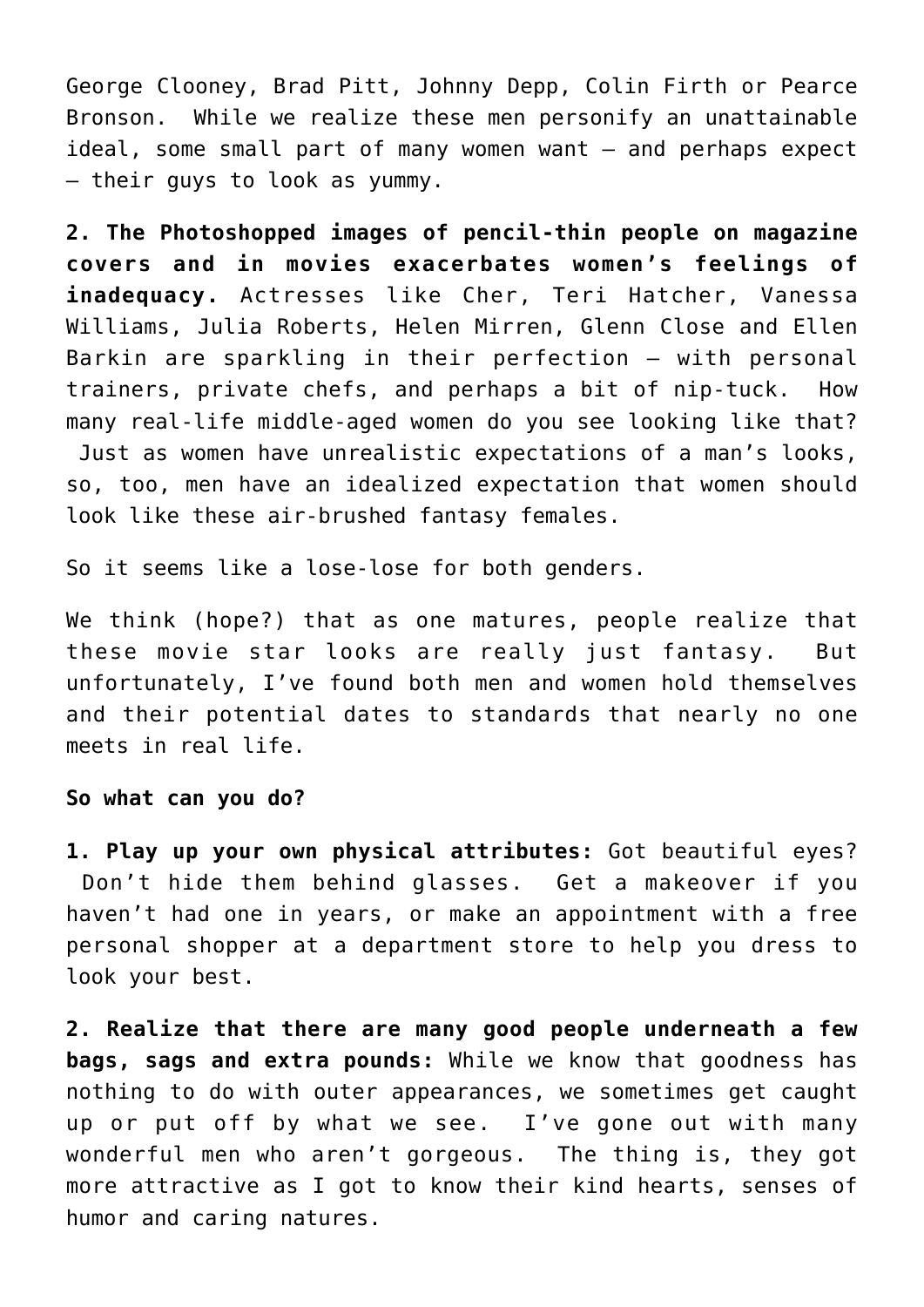George Clooney, Brad Pitt, Johnny Depp, Colin Firth or Pearce Bronson. While we realize these men personify an unattainable ideal, some small part of many women want – and perhaps expect – their guys to look as yummy.

**2. The Photoshopped images of pencil-thin people on magazine covers and in movies exacerbates women's feelings of inadequacy.** Actresses like Cher, Teri Hatcher, Vanessa Williams, Julia Roberts, Helen Mirren, Glenn Close and Ellen Barkin are sparkling in their perfection – with personal trainers, private chefs, and perhaps a bit of nip-tuck. How many real-life middle-aged women do you see looking like that? Just as women have unrealistic expectations of a man's looks, so, too, men have an idealized expectation that women should look like these air-brushed fantasy females.

So it seems like a lose-lose for both genders.

We think (hope?) that as one matures, people realize that these movie star looks are really just fantasy. But unfortunately, I've found both men and women hold themselves and their potential dates to standards that nearly no one meets in real life.

**So what can you do?**

**1. Play up your own physical attributes:** Got beautiful eyes? Don't hide them behind glasses. Get a makeover if you haven't had one in years, or make an appointment with a free personal shopper at a department store to help you dress to look your best.

**2. Realize that there are many good people underneath a few bags, sags and extra pounds:** While we know that goodness has nothing to do with outer appearances, we sometimes get caught up or put off by what we see. I've gone out with many wonderful men who aren't gorgeous. The thing is, they got more attractive as I got to know their kind hearts, senses of humor and caring natures.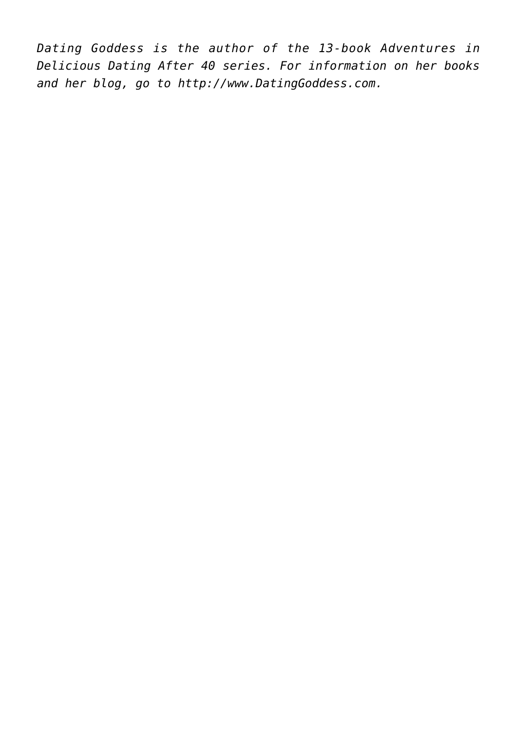*Dating Goddess is the author of the 13-book Adventures in Delicious Dating After 40 series. For information on her books and her blog, go to http://www.DatingGoddess.com.*